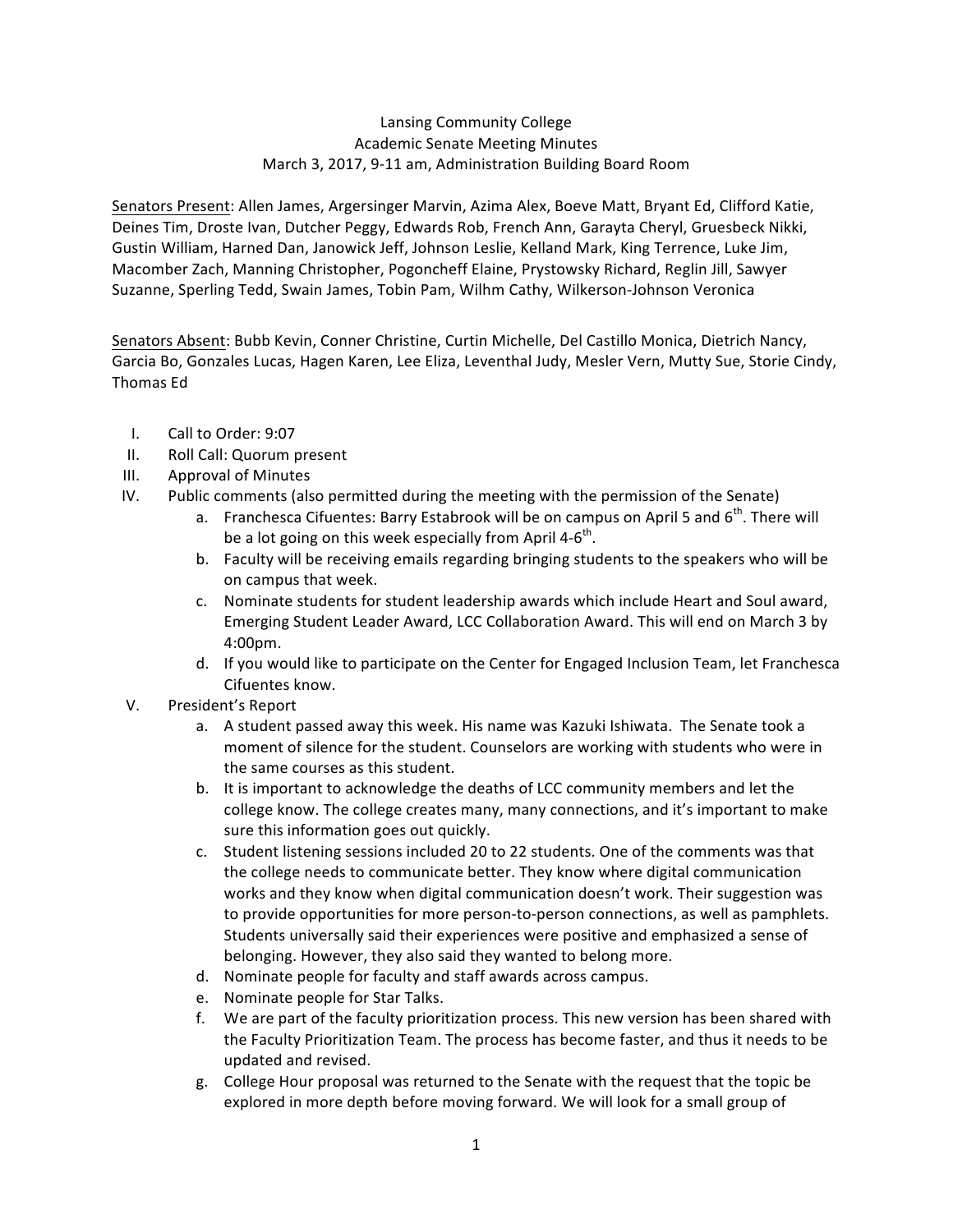Lansing Community College
Academic Senate Meeting Minutes
March 3, 2017, 9-11 am, Administration Building Board Room

Senators Present: Allen James, Argersinger Marvin, Azima Alex, Boeve Matt, Bryant Ed, Clifford Katie, Deines Tim, Droste Ivan, Dutcher Peggy, Edwards Rob, French Ann, Garayta Cheryl, Gruesbeck Nikki, Gustin William, Harned Dan, Janowick Jeff, Johnson Leslie, Kelland Mark, King Terrence, Luke Jim, Macomber Zach, Manning Christopher, Pogoncheff Elaine, Prystowsky Richard, Reglin Jill, Sawyer Suzanne, Sperling Tedd, Swain James, Tobin Pam, Wilhm Cathy, Wilkerson-Johnson Veronica

Senators Absent: Bubb Kevin, Conner Christine, Curtin Michelle, Del Castillo Monica, Dietrich Nancy, Garcia Bo, Gonzales Lucas, Hagen Karen, Lee Eliza, Leventhal Judy, Mesler Vern, Mutty Sue, Storie Cindy, Thomas Ed

I. Call to Order: 9:07
II. Roll Call: Quorum present
III. Approval of Minutes
IV. Public comments (also permitted during the meeting with the permission of the Senate)
   a. Franchesca Cifuentes: Barry Estabrook will be on campus on April 5 and 6th. There will be a lot going on this week especially from April 4-6th.
   b. Faculty will be receiving emails regarding bringing students to the speakers who will be on campus that week.
   c. Nominate students for student leadership awards which include Heart and Soul award, Emerging Student Leader Award, LCC Collaboration Award. This will end on March 3 by 4:00pm.
   d. If you would like to participate on the Center for Engaged Inclusion Team, let Franchesca Cifuentes know.
V. President's Report
   a. A student passed away this week. His name was Kazuki Ishiwata. The Senate took a moment of silence for the student. Counselors are working with students who were in the same courses as this student.
   b. It is important to acknowledge the deaths of LCC community members and let the college know. The college creates many, many connections, and it's important to make sure this information goes out quickly.
   c. Student listening sessions included 20 to 22 students. One of the comments was that the college needs to communicate better. They know where digital communication works and they know when digital communication doesn't work. Their suggestion was to provide opportunities for more person-to-person connections, as well as pamphlets. Students universally said their experiences were positive and emphasized a sense of belonging. However, they also said they wanted to belong more.
   d. Nominate people for faculty and staff awards across campus.
   e. Nominate people for Star Talks.
   f. We are part of the faculty prioritization process. This new version has been shared with the Faculty Prioritization Team. The process has become faster, and thus it needs to be updated and revised.
   g. College Hour proposal was returned to the Senate with the request that the topic be explored in more depth before moving forward. We will look for a small group of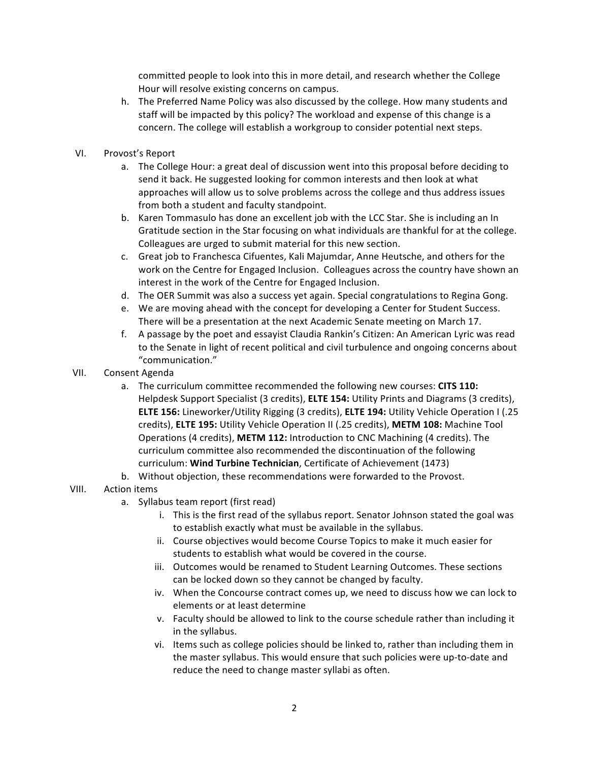committed people to look into this in more detail, and research whether the College Hour will resolve existing concerns on campus.

h. The Preferred Name Policy was also discussed by the college. How many students and staff will be impacted by this policy? The workload and expense of this change is a concern. The college will establish a workgroup to consider potential next steps.

VI. Provost's Report

a. The College Hour: a great deal of discussion went into this proposal before deciding to send it back. He suggested looking for common interests and then look at what approaches will allow us to solve problems across the college and thus address issues from both a student and faculty standpoint.

b. Karen Tommasulo has done an excellent job with the LCC Star. She is including an In Gratitude section in the Star focusing on what individuals are thankful for at the college. Colleagues are urged to submit material for this new section.

c. Great job to Franchesca Cifuentes, Kali Majumdar, Anne Heutsche, and others for the work on the Centre for Engaged Inclusion. Colleagues across the country have shown an interest in the work of the Centre for Engaged Inclusion.

d. The OER Summit was also a success yet again. Special congratulations to Regina Gong.

e. We are moving ahead with the concept for developing a Center for Student Success. There will be a presentation at the next Academic Senate meeting on March 17.

f. A passage by the poet and essayist Claudia Rankin's Citizen: An American Lyric was read to the Senate in light of recent political and civil turbulence and ongoing concerns about "communication."

VII. Consent Agenda

a. The curriculum committee recommended the following new courses: **CITS 110:** Helpdesk Support Specialist (3 credits), **ELTE 154:** Utility Prints and Diagrams (3 credits), **ELTE 156:** Lineworker/Utility Rigging (3 credits), **ELTE 194:** Utility Vehicle Operation I (.25 credits), **ELTE 195:** Utility Vehicle Operation II (.25 credits), **METM 108:** Machine Tool Operations (4 credits), **METM 112:** Introduction to CNC Machining (4 credits). The curriculum committee also recommended the discontinuation of the following curriculum: **Wind Turbine Technician**, Certificate of Achievement (1473)

b. Without objection, these recommendations were forwarded to the Provost.

VIII. Action items

a. Syllabus team report (first read)

i. This is the first read of the syllabus report. Senator Johnson stated the goal was to establish exactly what must be available in the syllabus.

ii. Course objectives would become Course Topics to make it much easier for students to establish what would be covered in the course.

iii. Outcomes would be renamed to Student Learning Outcomes. These sections can be locked down so they cannot be changed by faculty.

iv. When the Concourse contract comes up, we need to discuss how we can lock to elements or at least determine

v. Faculty should be allowed to link to the course schedule rather than including it in the syllabus.

vi. Items such as college policies should be linked to, rather than including them in the master syllabus. This would ensure that such policies were up-to-date and reduce the need to change master syllabi as often.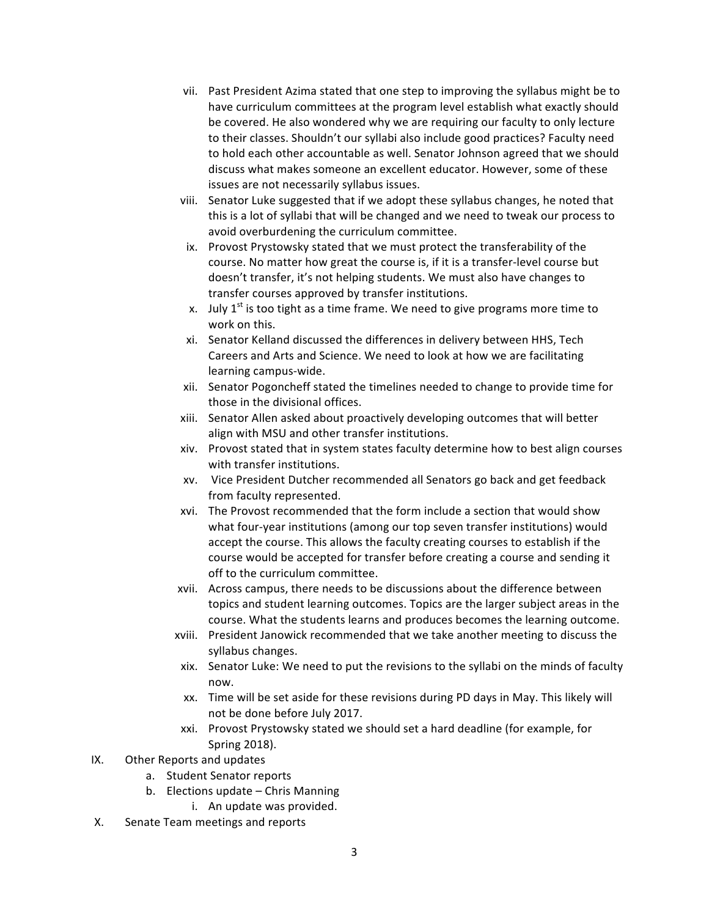vii. Past President Azima stated that one step to improving the syllabus might be to have curriculum committees at the program level establish what exactly should be covered. He also wondered why we are requiring our faculty to only lecture to their classes. Shouldn't our syllabi also include good practices? Faculty need to hold each other accountable as well. Senator Johnson agreed that we should discuss what makes someone an excellent educator. However, some of these issues are not necessarily syllabus issues.

viii. Senator Luke suggested that if we adopt these syllabus changes, he noted that this is a lot of syllabi that will be changed and we need to tweak our process to avoid overburdening the curriculum committee.

ix. Provost Prystowsky stated that we must protect the transferability of the course. No matter how great the course is, if it is a transfer-level course but doesn't transfer, it's not helping students. We must also have changes to transfer courses approved by transfer institutions.

x. July 1st is too tight as a time frame. We need to give programs more time to work on this.

xi. Senator Kelland discussed the differences in delivery between HHS, Tech Careers and Arts and Science. We need to look at how we are facilitating learning campus-wide.

xii. Senator Pogoncheff stated the timelines needed to change to provide time for those in the divisional offices.

xiii. Senator Allen asked about proactively developing outcomes that will better align with MSU and other transfer institutions.

xiv. Provost stated that in system states faculty determine how to best align courses with transfer institutions.

xv. Vice President Dutcher recommended all Senators go back and get feedback from faculty represented.

xvi. The Provost recommended that the form include a section that would show what four-year institutions (among our top seven transfer institutions) would accept the course. This allows the faculty creating courses to establish if the course would be accepted for transfer before creating a course and sending it off to the curriculum committee.

xvii. Across campus, there needs to be discussions about the difference between topics and student learning outcomes. Topics are the larger subject areas in the course. What the students learns and produces becomes the learning outcome.

xviii. President Janowick recommended that we take another meeting to discuss the syllabus changes.

xix. Senator Luke: We need to put the revisions to the syllabi on the minds of faculty now.

xx. Time will be set aside for these revisions during PD days in May. This likely will not be done before July 2017.

xxi. Provost Prystowsky stated we should set a hard deadline (for example, for Spring 2018).

IX. Other Reports and updates

a. Student Senator reports

b. Elections update – Chris Manning

i. An update was provided.

X. Senate Team meetings and reports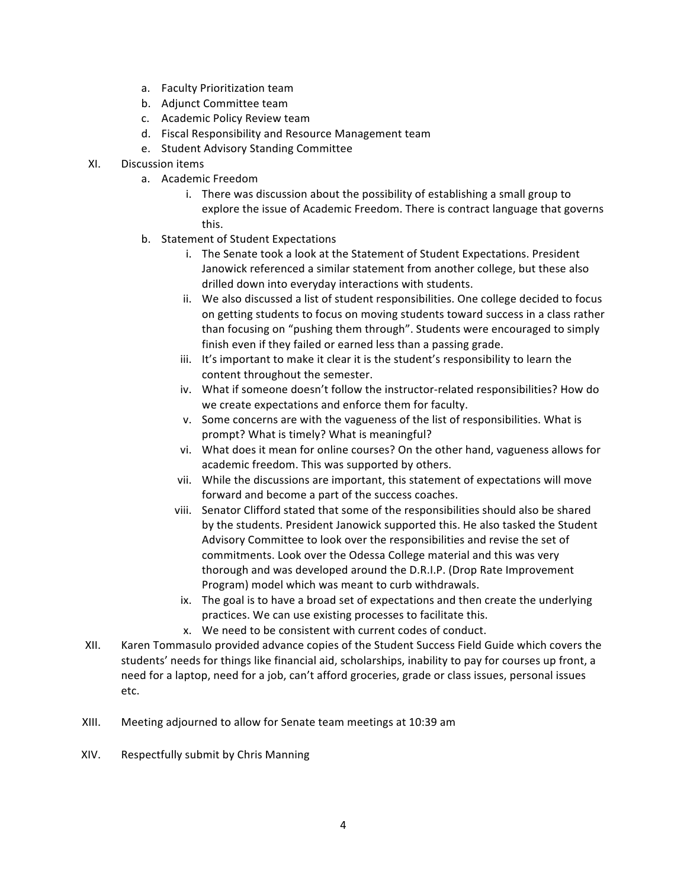a. Faculty Prioritization team
   b. Adjunct Committee team
   c. Academic Policy Review team
   d. Fiscal Responsibility and Resource Management team
   e. Student Advisory Standing Committee

XI. Discussion items
   a. Academic Freedom
      i. There was discussion about the possibility of establishing a small group to explore the issue of Academic Freedom. There is contract language that governs this.
   b. Statement of Student Expectations
      i. The Senate took a look at the Statement of Student Expectations. President Janowick referenced a similar statement from another college, but these also drilled down into everyday interactions with students.
      ii. We also discussed a list of student responsibilities. One college decided to focus on getting students to focus on moving students toward success in a class rather than focusing on "pushing them through". Students were encouraged to simply finish even if they failed or earned less than a passing grade.
      iii. It's important to make it clear it is the student's responsibility to learn the content throughout the semester.
      iv. What if someone doesn't follow the instructor-related responsibilities? How do we create expectations and enforce them for faculty.
      v. Some concerns are with the vagueness of the list of responsibilities. What is prompt? What is timely? What is meaningful?
      vi. What does it mean for online courses? On the other hand, vagueness allows for academic freedom. This was supported by others.
      vii. While the discussions are important, this statement of expectations will move forward and become a part of the success coaches.
      viii. Senator Clifford stated that some of the responsibilities should also be shared by the students. President Janowick supported this. He also tasked the Student Advisory Committee to look over the responsibilities and revise the set of commitments. Look over the Odessa College material and this was very thorough and was developed around the D.R.I.P. (Drop Rate Improvement Program) model which was meant to curb withdrawals.
      ix. The goal is to have a broad set of expectations and then create the underlying practices. We can use existing processes to facilitate this.
      x. We need to be consistent with current codes of conduct.

XII. Karen Tommasulo provided advance copies of the Student Success Field Guide which covers the students' needs for things like financial aid, scholarships, inability to pay for courses up front, a need for a laptop, need for a job, can't afford groceries, grade or class issues, personal issues etc.

XIII. Meeting adjourned to allow for Senate team meetings at 10:39 am

XIV. Respectfully submit by Chris Manning